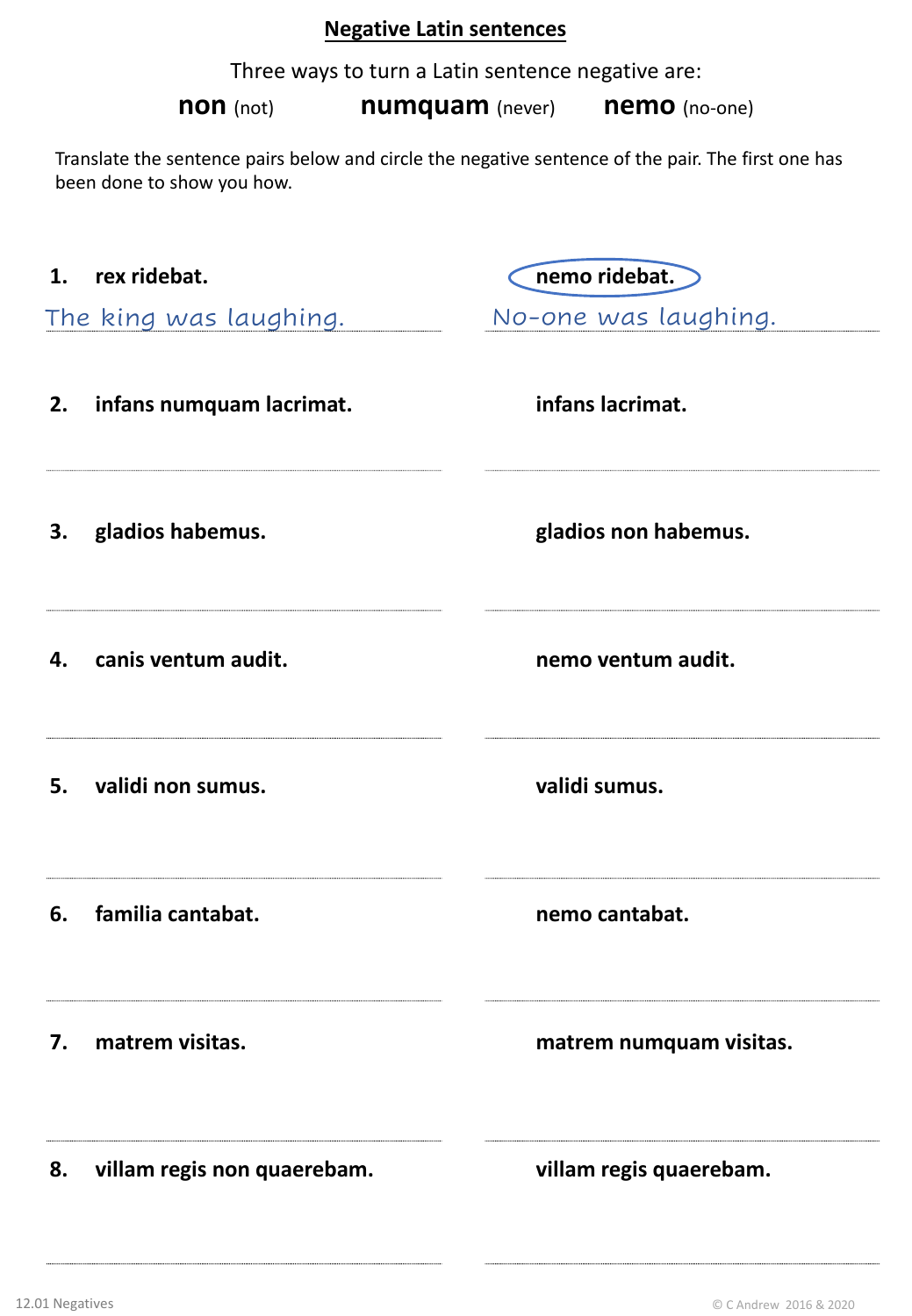# Negative Latin sentences

Three ways to turn a Latin sentence negative are:

**non** (not) **numquam** (never) **nemo** (no-one)

Translate the sentence pairs below and circle the negative sentence of the pair. The first one has been done to show you how.

| | | |
|---|---|---|
| **1.** | **rex ridebat.** | **nemo ridebat.** |
| | The king was laughing. | No-one was laughing. |
| **2.** | **infans numquam lacrimat.** | **infans lacrimat.** |
| | | |
| **3.** | **gladios habemus.** | **gladios non habemus.** |
| | | |
| **4.** | **canis ventum audit.** | **nemo ventum audit.** |
| | | |
| **5.** | **validi non sumus.** | **validi sumus.** |
| | | |
| **6.** | **familia cantabat.** | **nemo cantabat.** |
| | | |
| **7.** | **matrem visitas.** | **matrem numquam visitas.** |
| | | |
| **8.** | **villam regis non quaerebam.** | **villam regis quaerebam.** |
| | | |

12.01 Negatives

© C Andrew 2016 & 2020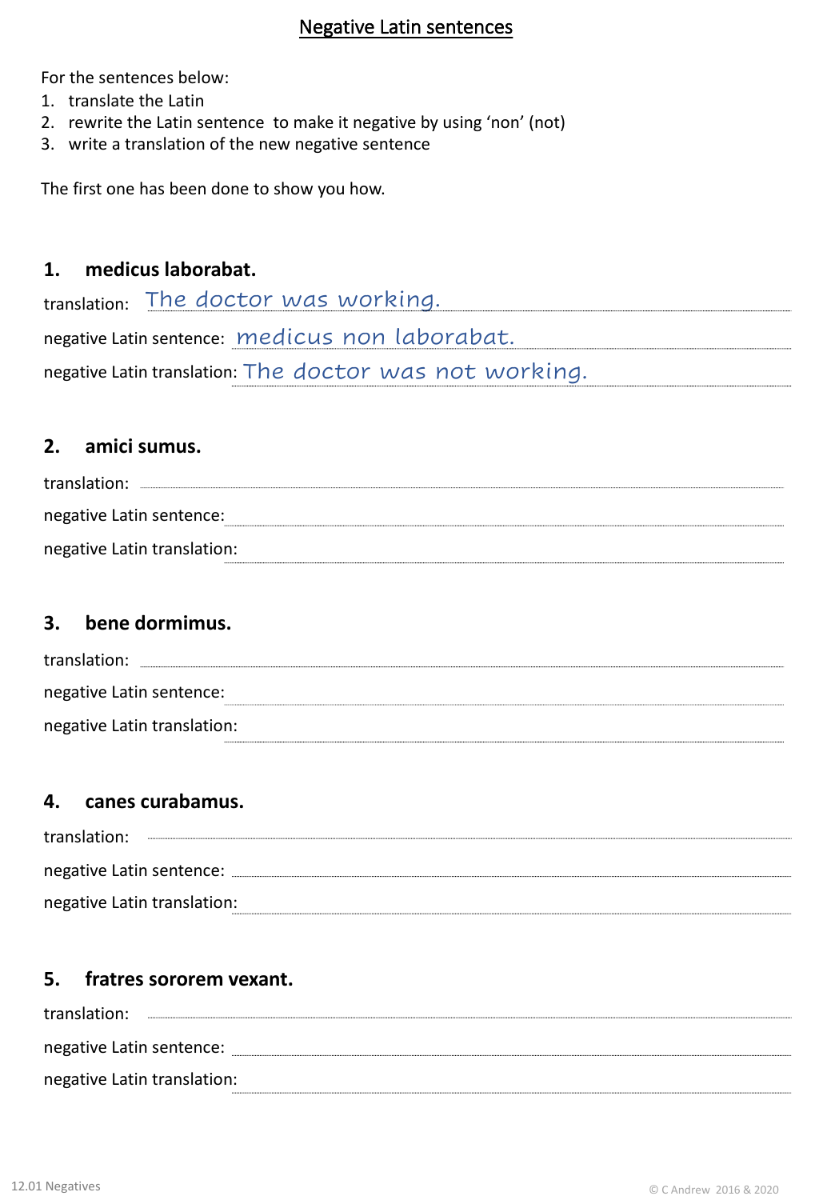# Negative Latin sentences

For the sentences below:

1. translate the Latin
2. rewrite the Latin sentence to make it negative by using 'non' (not)
3. write a translation of the new negative sentence

The first one has been done to show you how.

**1. medicus laborabat.**

translation: The doctor was working.

negative Latin sentence: medicus non laborabat.

negative Latin translation: The doctor was not working.

**2. amici sumus.**

translation:

negative Latin sentence:

negative Latin translation:

**3. bene dormimus.**

translation:

negative Latin sentence:

negative Latin translation:

**4. canes curabamus.**

translation:

negative Latin sentence:

negative Latin translation:

**5. fratres sororem vexant.**

translation:

negative Latin sentence:

negative Latin translation:

12.01 Negatives

© C Andrew 2016 & 2020